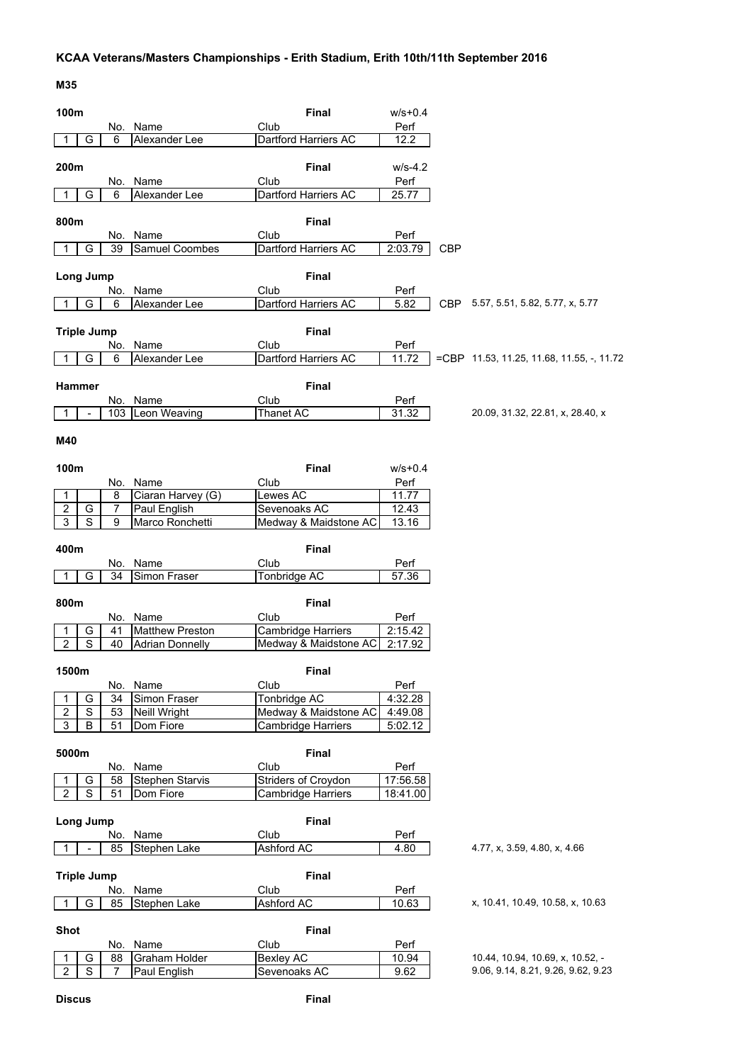# KCAA Veterans/Masters Championships - Erith Stadium, Erith 10th/11th September 2016

## M35

### 100m

Final w/s+0.4

| | | No. | Name | Club | Perf | |
|---|---|---|---|---|---|---|
| 1 | G | 6 | Alexander Lee | Dartford Harriers AC | 12.2 | |

### 200m

Final w/s-4.2

| | | No. | Name | Club | Perf | |
|---|---|---|---|---|---|---|
| 1 | G | 6 | Alexander Lee | Dartford Harriers AC | 25.77 | |

### 800m

Final

| | | No. | Name | Club | Perf | |
|---|---|---|---|---|---|---|
| 1 | G | 39 | Samuel Coombes | Dartford Harriers AC | 2:03.79 | CBP |

### Long Jump

Final

| | | No. | Name | Club | Perf | | |
|---|---|---|---|---|---|---|---|
| 1 | G | 6 | Alexander Lee | Dartford Harriers AC | 5.82 | CBP | 5.57, 5.51, 5.82, 5.77, x, 5.77 |

### Triple Jump

Final

| | | No. | Name | Club | Perf | | |
|---|---|---|---|---|---|---|---|
| 1 | G | 6 | Alexander Lee | Dartford Harriers AC | 11.72 | =CBP | 11.53, 11.25, 11.68, 11.55, -, 11.72 |

### Hammer

Final

| | | No. | Name | Club | Perf | |
|---|---|---|---|---|---|---|
| 1 | - | 103 | Leon Weaving | Thanet AC | 31.32 | 20.09, 31.32, 22.81, x, 28.40, x |

## M40

### 100m

Final w/s+0.4

| | | No. | Name | Club | Perf |
|---|---|---|---|---|---|
| 1 | | 8 | Ciaran Harvey (G) | Lewes AC | 11.77 |
| 2 | G | 7 | Paul English | Sevenoaks AC | 12.43 |
| 3 | S | 9 | Marco Ronchetti | Medway & Maidstone AC | 13.16 |

### 400m

Final

| | | No. | Name | Club | Perf |
|---|---|---|---|---|---|
| 1 | G | 34 | Simon Fraser | Tonbridge AC | 57.36 |

### 800m

Final

| | | No. | Name | Club | Perf |
|---|---|---|---|---|---|
| 1 | G | 41 | Matthew Preston | Cambridge Harriers | 2:15.42 |
| 2 | S | 40 | Adrian Donnelly | Medway & Maidstone AC | 2:17.92 |

### 1500m

Final

| | | No. | Name | Club | Perf |
|---|---|---|---|---|---|
| 1 | G | 34 | Simon Fraser | Tonbridge AC | 4:32.28 |
| 2 | S | 53 | Neill Wright | Medway & Maidstone AC | 4:49.08 |
| 3 | B | 51 | Dom Fiore | Cambridge Harriers | 5:02.12 |

### 5000m

Final

| | | No. | Name | Club | Perf |
|---|---|---|---|---|---|
| 1 | G | 58 | Stephen Starvis | Striders of Croydon | 17:56.58 |
| 2 | S | 51 | Dom Fiore | Cambridge Harriers | 18:41.00 |

### Long Jump

Final

| | | No. | Name | Club | Perf | |
|---|---|---|---|---|---|---|
| 1 | - | 85 | Stephen Lake | Ashford AC | 4.80 | 4.77, x, 3.59, 4.80, x, 4.66 |

### Triple Jump

Final

| | | No. | Name | Club | Perf | |
|---|---|---|---|---|---|---|
| 1 | G | 85 | Stephen Lake | Ashford AC | 10.63 | x, 10.41, 10.49, 10.58, x, 10.63 |

### Shot

Final

| | | No. | Name | Club | Perf | |
|---|---|---|---|---|---|---|
| 1 | G | 88 | Graham Holder | Bexley AC | 10.94 | 10.44, 10.94, 10.69, x, 10.52, - |
| 2 | S | 7 | Paul English | Sevenoaks AC | 9.62 | 9.06, 9.14, 8.21, 9.26, 9.62, 9.23 |

### Discus

Final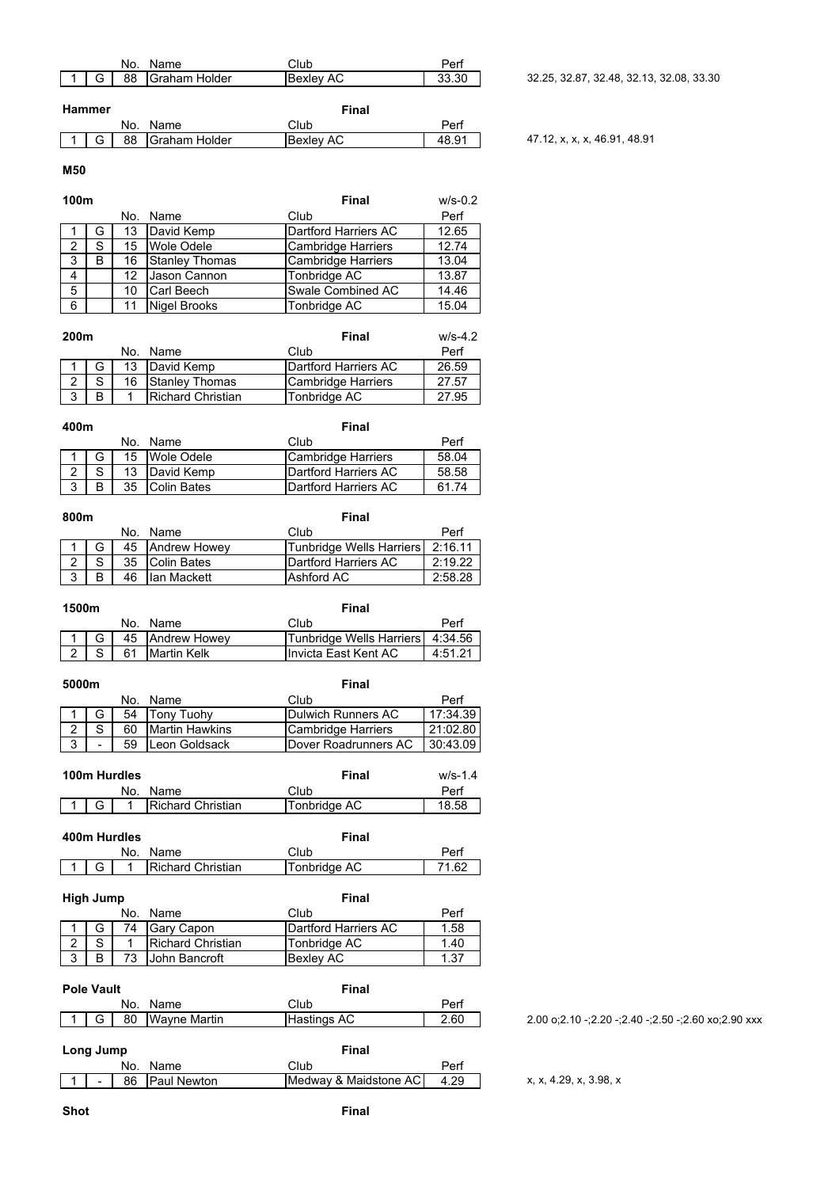| | | No. | Name | Club | Perf | |
|---|---|---|---|---|---|---|
| 1 | G | 88 | Graham Holder | Bexley AC | 33.30 | 32.25, 32.87, 32.48, 32.13, 32.08, 33.30 |

**Hammer** — **Final**

| | | No. | Name | Club | Perf | |
|---|---|---|---|---|---|---|
| 1 | G | 88 | Graham Holder | Bexley AC | 48.91 | 47.12, x, x, x, 46.91, 48.91 |

## M50

**100m** — **Final** — w/s-0.2

| | | No. | Name | Club | Perf |
|---|---|---|---|---|---|
| 1 | G | 13 | David Kemp | Dartford Harriers AC | 12.65 |
| 2 | S | 15 | Wole Odele | Cambridge Harriers | 12.74 |
| 3 | B | 16 | Stanley Thomas | Cambridge Harriers | 13.04 |
| 4 | | 12 | Jason Cannon | Tonbridge AC | 13.87 |
| 5 | | 10 | Carl Beech | Swale Combined AC | 14.46 |
| 6 | | 11 | Nigel Brooks | Tonbridge AC | 15.04 |

**200m** — **Final** — w/s-4.2

| | | No. | Name | Club | Perf |
|---|---|---|---|---|---|
| 1 | G | 13 | David Kemp | Dartford Harriers AC | 26.59 |
| 2 | S | 16 | Stanley Thomas | Cambridge Harriers | 27.57 |
| 3 | B | 1 | Richard Christian | Tonbridge AC | 27.95 |

**400m** — **Final**

| | | No. | Name | Club | Perf |
|---|---|---|---|---|---|
| 1 | G | 15 | Wole Odele | Cambridge Harriers | 58.04 |
| 2 | S | 13 | David Kemp | Dartford Harriers AC | 58.58 |
| 3 | B | 35 | Colin Bates | Dartford Harriers AC | 61.74 |

**800m** — **Final**

| | | No. | Name | Club | Perf |
|---|---|---|---|---|---|
| 1 | G | 45 | Andrew Howey | Tunbridge Wells Harriers | 2:16.11 |
| 2 | S | 35 | Colin Bates | Dartford Harriers AC | 2:19.22 |
| 3 | B | 46 | Ian Mackett | Ashford AC | 2:58.28 |

**1500m** — **Final**

| | | No. | Name | Club | Perf |
|---|---|---|---|---|---|
| 1 | G | 45 | Andrew Howey | Tunbridge Wells Harriers | 4:34.56 |
| 2 | S | 61 | Martin Kelk | Invicta East Kent AC | 4:51.21 |

**5000m** — **Final**

| | | No. | Name | Club | Perf |
|---|---|---|---|---|---|
| 1 | G | 54 | Tony Tuohy | Dulwich Runners AC | 17:34.39 |
| 2 | S | 60 | Martin Hawkins | Cambridge Harriers | 21:02.80 |
| 3 | - | 59 | Leon Goldsack | Dover Roadrunners AC | 30:43.09 |

**100m Hurdles** — **Final** — w/s-1.4

| | | No. | Name | Club | Perf |
|---|---|---|---|---|---|
| 1 | G | 1 | Richard Christian | Tonbridge AC | 18.58 |

**400m Hurdles** — **Final**

| | | No. | Name | Club | Perf |
|---|---|---|---|---|---|
| 1 | G | 1 | Richard Christian | Tonbridge AC | 71.62 |

**High Jump** — **Final**

| | | No. | Name | Club | Perf |
|---|---|---|---|---|---|
| 1 | G | 74 | Gary Capon | Dartford Harriers AC | 1.58 |
| 2 | S | 1 | Richard Christian | Tonbridge AC | 1.40 |
| 3 | B | 73 | John Bancroft | Bexley AC | 1.37 |

**Pole Vault** — **Final**

| | | No. | Name | Club | Perf | |
|---|---|---|---|---|---|---|
| 1 | G | 80 | Wayne Martin | Hastings AC | 2.60 | 2.00 o;2.10 -;2.20 -;2.40 -;2.50 -;2.60 xo;2.90 xxx |

**Long Jump** — **Final**

| | | No. | Name | Club | Perf | |
|---|---|---|---|---|---|---|
| 1 | - | 86 | Paul Newton | Medway & Maidstone AC | 4.29 | x, x, 4.29, x, 3.98, x |

**Shot** — **Final**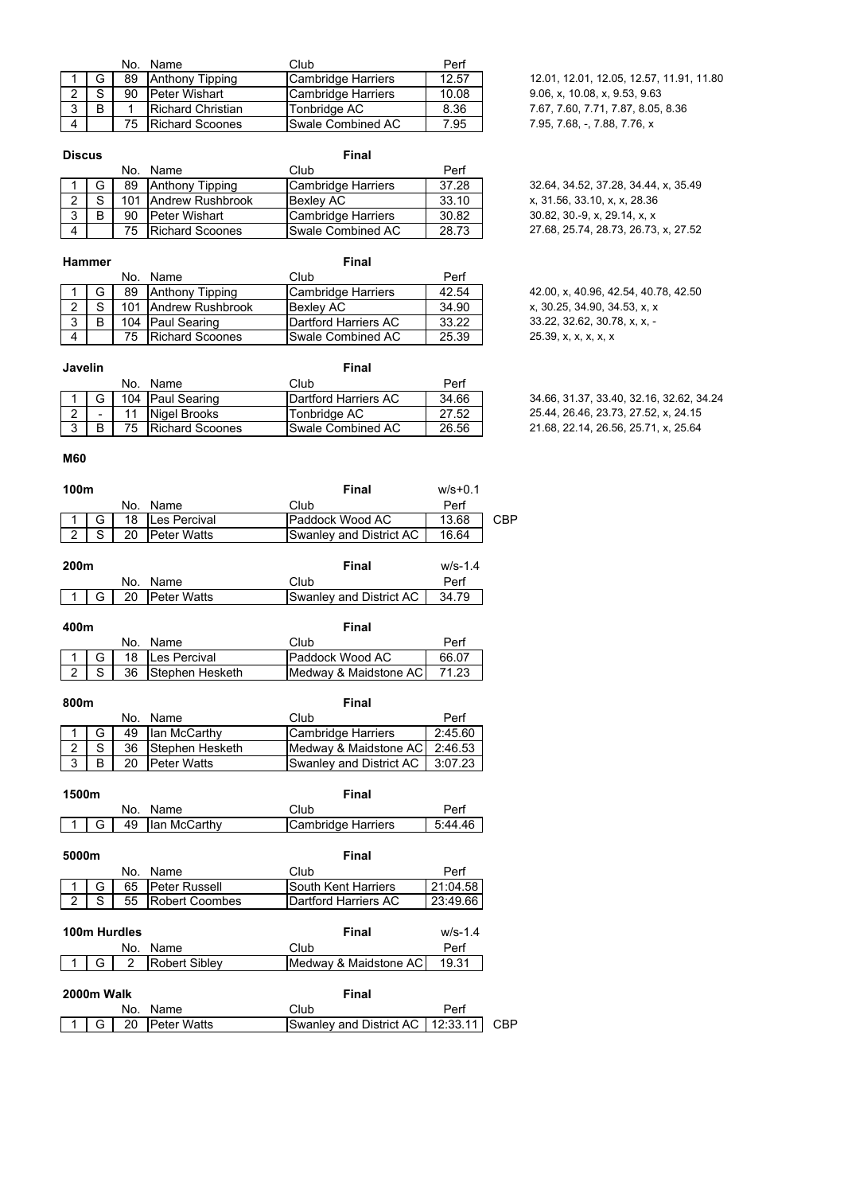| | | No. | Name | Club | Perf | | |
|---|---|---|---|---|---|---|---|
| 1 | G | 89 | Anthony Tipping | Cambridge Harriers | 12.57 | | 12.01, 12.01, 12.05, 12.57, 11.91, 11.80 |
| 2 | S | 90 | Peter Wishart | Cambridge Harriers | 10.08 | | 9.06, x, 10.08, x, 9.53, 9.63 |
| 3 | B | 1 | Richard Christian | Tonbridge AC | 8.36 | | 7.67, 7.60, 7.71, 7.87, 8.05, 8.36 |
| 4 | | 75 | Richard Scoones | Swale Combined AC | 7.95 | | 7.95, 7.68, -, 7.88, 7.76, x |

**Discus** — Final

| | | No. | Name | Club | Perf | |
|---|---|---|---|---|---|---|
| 1 | G | 89 | Anthony Tipping | Cambridge Harriers | 37.28 | 32.64, 34.52, 37.28, 34.44, x, 35.49 |
| 2 | S | 101 | Andrew Rushbrook | Bexley AC | 33.10 | x, 31.56, 33.10, x, x, 28.36 |
| 3 | B | 90 | Peter Wishart | Cambridge Harriers | 30.82 | 30.82, 30.-9, x, 29.14, x, x |
| 4 | | 75 | Richard Scoones | Swale Combined AC | 28.73 | 27.68, 25.74, 28.73, 26.73, x, 27.52 |

**Hammer** — Final

| | | No. | Name | Club | Perf | |
|---|---|---|---|---|---|---|
| 1 | G | 89 | Anthony Tipping | Cambridge Harriers | 42.54 | 42.00, x, 40.96, 42.54, 40.78, 42.50 |
| 2 | S | 101 | Andrew Rushbrook | Bexley AC | 34.90 | x, 30.25, 34.90, 34.53, x, x |
| 3 | B | 104 | Paul Searing | Dartford Harriers AC | 33.22 | 33.22, 32.62, 30.78, x, x, - |
| 4 | | 75 | Richard Scoones | Swale Combined AC | 25.39 | 25.39, x, x, x, x, x |

**Javelin** — Final

| | | No. | Name | Club | Perf | |
|---|---|---|---|---|---|---|
| 1 | G | 104 | Paul Searing | Dartford Harriers AC | 34.66 | 34.66, 31.37, 33.40, 32.16, 32.62, 34.24 |
| 2 | - | 11 | Nigel Brooks | Tonbridge AC | 27.52 | 25.44, 26.46, 23.73, 27.52, x, 24.15 |
| 3 | B | 75 | Richard Scoones | Swale Combined AC | 26.56 | 21.68, 22.14, 26.56, 25.71, x, 25.64 |

## M60

**100m** — Final — w/s+0.1

| | | No. | Name | Club | Perf | |
|---|---|---|---|---|---|---|
| 1 | G | 18 | Les Percival | Paddock Wood AC | 13.68 | CBP |
| 2 | S | 20 | Peter Watts | Swanley and District AC | 16.64 | |

**200m** — Final — w/s-1.4

| | | No. | Name | Club | Perf |
|---|---|---|---|---|---|
| 1 | G | 20 | Peter Watts | Swanley and District AC | 34.79 |

**400m** — Final

| | | No. | Name | Club | Perf |
|---|---|---|---|---|---|
| 1 | G | 18 | Les Percival | Paddock Wood AC | 66.07 |
| 2 | S | 36 | Stephen Hesketh | Medway & Maidstone AC | 71.23 |

**800m** — Final

| | | No. | Name | Club | Perf |
|---|---|---|---|---|---|
| 1 | G | 49 | Ian McCarthy | Cambridge Harriers | 2:45.60 |
| 2 | S | 36 | Stephen Hesketh | Medway & Maidstone AC | 2:46.53 |
| 3 | B | 20 | Peter Watts | Swanley and District AC | 3:07.23 |

**1500m** — Final

| | | No. | Name | Club | Perf |
|---|---|---|---|---|---|
| 1 | G | 49 | Ian McCarthy | Cambridge Harriers | 5:44.46 |

**5000m** — Final

| | | No. | Name | Club | Perf |
|---|---|---|---|---|---|
| 1 | G | 65 | Peter Russell | South Kent Harriers | 21:04.58 |
| 2 | S | 55 | Robert Coombes | Dartford Harriers AC | 23:49.66 |

**100m Hurdles** — Final — w/s-1.4

| | | No. | Name | Club | Perf |
|---|---|---|---|---|---|
| 1 | G | 2 | Robert Sibley | Medway & Maidstone AC | 19.31 |

**2000m Walk** — Final

| | | No. | Name | Club | Perf | |
|---|---|---|---|---|---|---|
| 1 | G | 20 | Peter Watts | Swanley and District AC | 12:33.11 | CBP |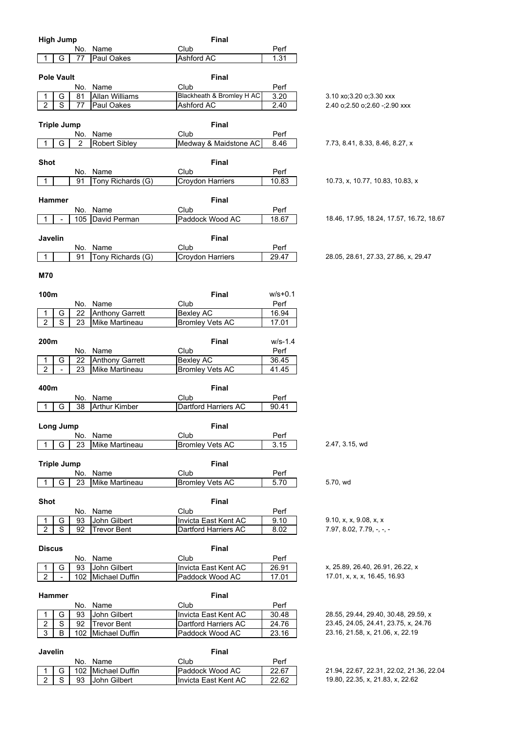### High Jump

**Final**

| | | No. | Name | Club | Perf |
|---|---|---|---|---|---|
| 1 | G | 77 | Paul Oakes | Ashford AC | 1.31 |

### Pole Vault

**Final**

| | | No. | Name | Club | Perf | |
|---|---|---|---|---|---|---|
| 1 | G | 81 | Allan Williams | Blackheath & Bromley H AC | 3.20 | 3.10 xo;3.20 o;3.30 xxx |
| 2 | S | 77 | Paul Oakes | Ashford AC | 2.40 | 2.40 o;2.50 o;2.60 -;2.90 xxx |

### Triple Jump

**Final**

| | | No. | Name | Club | Perf | |
|---|---|---|---|---|---|---|
| 1 | G | 2 | Robert Sibley | Medway & Maidstone AC | 8.46 | 7.73, 8.41, 8.33, 8.46, 8.27, x |

### Shot

**Final**

| | | No. | Name | Club | Perf | |
|---|---|---|---|---|---|---|
| 1 | | 91 | Tony Richards (G) | Croydon Harriers | 10.83 | 10.73, x, 10.77, 10.83, 10.83, x |

### Hammer

**Final**

| | | No. | Name | Club | Perf | |
|---|---|---|---|---|---|---|
| 1 | - | 105 | David Perman | Paddock Wood AC | 18.67 | 18.46, 17.95, 18.24, 17.57, 16.72, 18.67 |

### Javelin

**Final**

| | | No. | Name | Club | Perf | |
|---|---|---|---|---|---|---|
| 1 | | 91 | Tony Richards (G) | Croydon Harriers | 29.47 | 28.05, 28.61, 27.33, 27.86, x, 29.47 |

## M70

### 100m

**Final** w/s+0.1

| | | No. | Name | Club | Perf |
|---|---|---|---|---|---|
| 1 | G | 22 | Anthony Garrett | Bexley AC | 16.94 |
| 2 | S | 23 | Mike Martineau | Bromley Vets AC | 17.01 |

### 200m

**Final** w/s-1.4

| | | No. | Name | Club | Perf |
|---|---|---|---|---|---|
| 1 | G | 22 | Anthony Garrett | Bexley AC | 36.45 |
| 2 | - | 23 | Mike Martineau | Bromley Vets AC | 41.45 |

### 400m

**Final**

| | | No. | Name | Club | Perf |
|---|---|---|---|---|---|
| 1 | G | 38 | Arthur Kimber | Dartford Harriers AC | 90.41 |

### Long Jump

**Final**

| | | No. | Name | Club | Perf | |
|---|---|---|---|---|---|---|
| 1 | G | 23 | Mike Martineau | Bromley Vets AC | 3.15 | 2.47, 3.15, wd |

### Triple Jump

**Final**

| | | No. | Name | Club | Perf | |
|---|---|---|---|---|---|---|
| 1 | G | 23 | Mike Martineau | Bromley Vets AC | 5.70 | 5.70, wd |

### Shot

**Final**

| | | No. | Name | Club | Perf | |
|---|---|---|---|---|---|---|
| 1 | G | 93 | John Gilbert | Invicta East Kent AC | 9.10 | 9.10, x, x, 9.08, x, x |
| 2 | S | 92 | Trevor Bent | Dartford Harriers AC | 8.02 | 7.97, 8.02, 7.79, -, -, - |

### Discus

**Final**

| | | No. | Name | Club | Perf | |
|---|---|---|---|---|---|---|
| 1 | G | 93 | John Gilbert | Invicta East Kent AC | 26.91 | x, 25.89, 26.40, 26.91, 26.22, x |
| 2 | - | 102 | Michael Duffin | Paddock Wood AC | 17.01 | 17.01, x, x, x, 16.45, 16.93 |

### Hammer

**Final**

| | | No. | Name | Club | Perf | |
|---|---|---|---|---|---|---|
| 1 | G | 93 | John Gilbert | Invicta East Kent AC | 30.48 | 28.55, 29.44, 29.40, 30.48, 29.59, x |
| 2 | S | 92 | Trevor Bent | Dartford Harriers AC | 24.76 | 23.45, 24.05, 24.41, 23.75, x, 24.76 |
| 3 | B | 102 | Michael Duffin | Paddock Wood AC | 23.16 | 23.16, 21.58, x, 21.06, x, 22.19 |

### Javelin

**Final**

| | | No. | Name | Club | Perf | |
|---|---|---|---|---|---|---|
| 1 | G | 102 | Michael Duffin | Paddock Wood AC | 22.67 | 21.94, 22.67, 22.31, 22.02, 21.36, 22.04 |
| 2 | S | 93 | John Gilbert | Invicta East Kent AC | 22.62 | 19.80, 22.35, x, 21.83, x, 22.62 |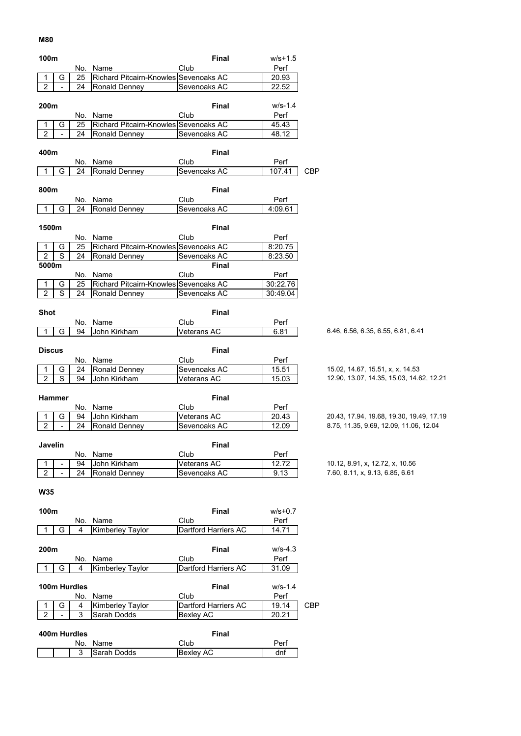## M80

### 100m

| | | No. | Name | Club | Final | w/s+1.5 Perf |
|---|---|---|---|---|---|---|
| 1 | G | 25 | Richard Pitcairn-Knowles | Sevenoaks AC | | 20.93 |
| 2 | - | 24 | Ronald Denney | Sevenoaks AC | | 22.52 |

### 200m

| | | No. | Name | Club | Final | w/s-1.4 Perf |
|---|---|---|---|---|---|---|
| 1 | G | 25 | Richard Pitcairn-Knowles | Sevenoaks AC | | 45.43 |
| 2 | - | 24 | Ronald Denney | Sevenoaks AC | | 48.12 |

### 400m

| | | No. | Name | Club | Final | Perf | |
|---|---|---|---|---|---|---|---|
| 1 | G | 24 | Ronald Denney | Sevenoaks AC | | 107.41 | CBP |

### 800m

| | | No. | Name | Club | Final | Perf |
|---|---|---|---|---|---|---|
| 1 | G | 24 | Ronald Denney | Sevenoaks AC | | 4:09.61 |

### 1500m

| | | No. | Name | Club | Final | Perf |
|---|---|---|---|---|---|---|
| 1 | G | 25 | Richard Pitcairn-Knowles | Sevenoaks AC | | 8:20.75 |
| 2 | S | 24 | Ronald Denney | Sevenoaks AC | | 8:23.50 |

### 5000m

| | | No. | Name | Club | Final | Perf |
|---|---|---|---|---|---|---|
| 1 | G | 25 | Richard Pitcairn-Knowles | Sevenoaks AC | | 30:22.76 |
| 2 | S | 24 | Ronald Denney | Sevenoaks AC | | 30:49.04 |

### Shot

| | | No. | Name | Club | Final | Perf | Series |
|---|---|---|---|---|---|---|---|
| 1 | G | 94 | John Kirkham | Veterans AC | | 6.81 | 6.46, 6.56, 6.35, 6.55, 6.81, 6.41 |

### Discus

| | | No. | Name | Club | Final | Perf | Series |
|---|---|---|---|---|---|---|---|
| 1 | G | 24 | Ronald Denney | Sevenoaks AC | | 15.51 | 15.02, 14.67, 15.51, x, x, 14.53 |
| 2 | S | 94 | John Kirkham | Veterans AC | | 15.03 | 12.90, 13.07, 14.35, 15.03, 14.62, 12.21 |

### Hammer

| | | No. | Name | Club | Final | Perf | Series |
|---|---|---|---|---|---|---|---|
| 1 | G | 94 | John Kirkham | Veterans AC | | 20.43 | 20.43, 17.94, 19.68, 19.30, 19.49, 17.19 |
| 2 | - | 24 | Ronald Denney | Sevenoaks AC | | 12.09 | 8.75, 11.35, 9.69, 12.09, 11.06, 12.04 |

### Javelin

| | | No. | Name | Club | Final | Perf | Series |
|---|---|---|---|---|---|---|---|
| 1 | - | 94 | John Kirkham | Veterans AC | | 12.72 | 10.12, 8.91, x, 12.72, x, 10.56 |
| 2 | - | 24 | Ronald Denney | Sevenoaks AC | | 9.13 | 7.60, 8.11, x, 9.13, 6.85, 6.61 |

## W35

### 100m

| | | No. | Name | Club | Final | w/s+0.7 Perf |
|---|---|---|---|---|---|---|
| 1 | G | 4 | Kimberley Taylor | Dartford Harriers AC | | 14.71 |

### 200m

| | | No. | Name | Club | Final | w/s-4.3 Perf |
|---|---|---|---|---|---|---|
| 1 | G | 4 | Kimberley Taylor | Dartford Harriers AC | | 31.09 |

### 100m Hurdles

| | | No. | Name | Club | Final | w/s-1.4 Perf | |
|---|---|---|---|---|---|---|---|
| 1 | G | 4 | Kimberley Taylor | Dartford Harriers AC | | 19.14 | CBP |
| 2 | - | 3 | Sarah Dodds | Bexley AC | | 20.21 | |

### 400m Hurdles

| | | No. | Name | Club | Final | Perf |
|---|---|---|---|---|---|---|
| | | 3 | Sarah Dodds | Bexley AC | | dnf |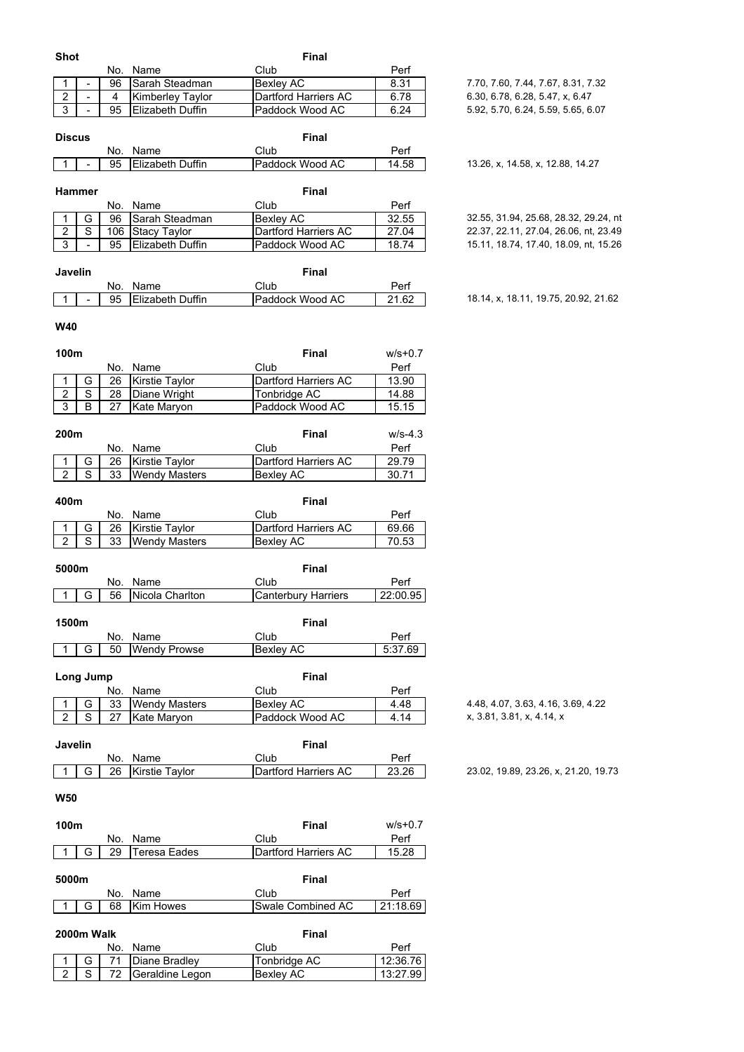**Shot** — Final

| | | No. | Name | Club | Perf | |
|---|---|---|---|---|---|---|
| 1 | - | 96 | Sarah Steadman | Bexley AC | 8.31 | 7.70, 7.60, 7.44, 7.67, 8.31, 7.32 |
| 2 | - | 4 | Kimberley Taylor | Dartford Harriers AC | 6.78 | 6.30, 6.78, 6.28, 5.47, x, 6.47 |
| 3 | - | 95 | Elizabeth Duffin | Paddock Wood AC | 6.24 | 5.92, 5.70, 6.24, 5.59, 5.65, 6.07 |

**Discus** — Final

| | | No. | Name | Club | Perf | |
|---|---|---|---|---|---|---|
| 1 | - | 95 | Elizabeth Duffin | Paddock Wood AC | 14.58 | 13.26, x, 14.58, x, 12.88, 14.27 |

**Hammer** — Final

| | | No. | Name | Club | Perf | |
|---|---|---|---|---|---|---|
| 1 | G | 96 | Sarah Steadman | Bexley AC | 32.55 | 32.55, 31.94, 25.68, 28.32, 29.24, nt |
| 2 | S | 106 | Stacy Taylor | Dartford Harriers AC | 27.04 | 22.37, 22.11, 27.04, 26.06, nt, 23.49 |
| 3 | - | 95 | Elizabeth Duffin | Paddock Wood AC | 18.74 | 15.11, 18.74, 17.40, 18.09, nt, 15.26 |

**Javelin** — Final

| | | No. | Name | Club | Perf | |
|---|---|---|---|---|---|---|
| 1 | - | 95 | Elizabeth Duffin | Paddock Wood AC | 21.62 | 18.14, x, 18.11, 19.75, 20.92, 21.62 |

## W40

**100m** — Final — w/s+0.7

| | | No. | Name | Club | Perf |
|---|---|---|---|---|---|
| 1 | G | 26 | Kirstie Taylor | Dartford Harriers AC | 13.90 |
| 2 | S | 28 | Diane Wright | Tonbridge AC | 14.88 |
| 3 | B | 27 | Kate Maryon | Paddock Wood AC | 15.15 |

**200m** — Final — w/s-4.3

| | | No. | Name | Club | Perf |
|---|---|---|---|---|---|
| 1 | G | 26 | Kirstie Taylor | Dartford Harriers AC | 29.79 |
| 2 | S | 33 | Wendy Masters | Bexley AC | 30.71 |

**400m** — Final

| | | No. | Name | Club | Perf |
|---|---|---|---|---|---|
| 1 | G | 26 | Kirstie Taylor | Dartford Harriers AC | 69.66 |
| 2 | S | 33 | Wendy Masters | Bexley AC | 70.53 |

**5000m** — Final

| | | No. | Name | Club | Perf |
|---|---|---|---|---|---|
| 1 | G | 56 | Nicola Charlton | Canterbury Harriers | 22:00.95 |

**1500m** — Final

| | | No. | Name | Club | Perf |
|---|---|---|---|---|---|
| 1 | G | 50 | Wendy Prowse | Bexley AC | 5:37.69 |

**Long Jump** — Final

| | | No. | Name | Club | Perf | |
|---|---|---|---|---|---|---|
| 1 | G | 33 | Wendy Masters | Bexley AC | 4.48 | 4.48, 4.07, 3.63, 4.16, 3.69, 4.22 |
| 2 | S | 27 | Kate Maryon | Paddock Wood AC | 4.14 | x, 3.81, 3.81, x, 4.14, x |

**Javelin** — Final

| | | No. | Name | Club | Perf | |
|---|---|---|---|---|---|---|
| 1 | G | 26 | Kirstie Taylor | Dartford Harriers AC | 23.26 | 23.02, 19.89, 23.26, x, 21.20, 19.73 |

## W50

**100m** — Final — w/s+0.7

| | | No. | Name | Club | Perf |
|---|---|---|---|---|---|
| 1 | G | 29 | Teresa Eades | Dartford Harriers AC | 15.28 |

**5000m** — Final

| | | No. | Name | Club | Perf |
|---|---|---|---|---|---|
| 1 | G | 68 | Kim Howes | Swale Combined AC | 21:18.69 |

**2000m Walk** — Final

| | | No. | Name | Club | Perf |
|---|---|---|---|---|---|
| 1 | G | 71 | Diane Bradley | Tonbridge AC | 12:36.76 |
| 2 | S | 72 | Geraldine Legon | Bexley AC | 13:27.99 |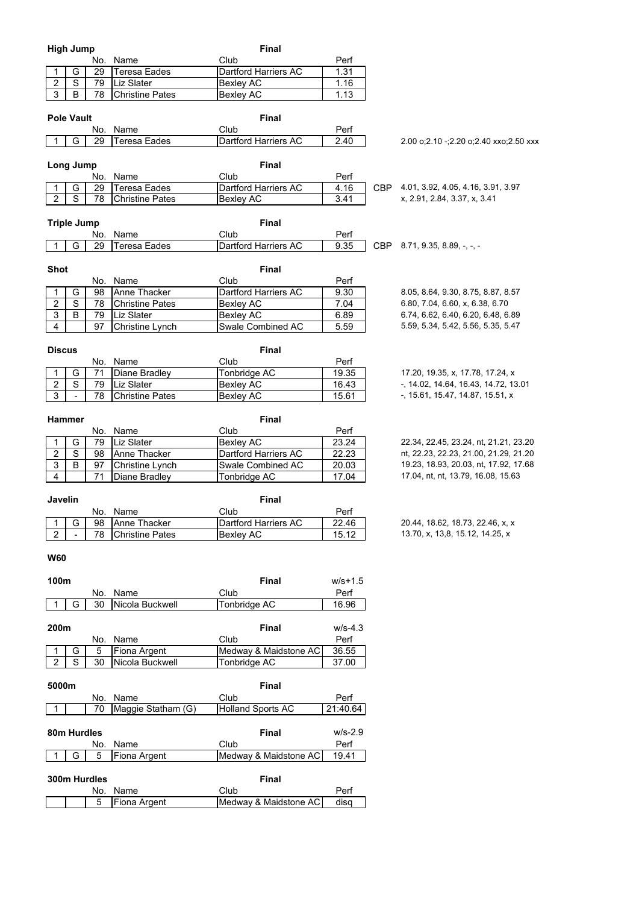### High Jump

**Final**

| | | No. | Name | Club | Perf |
|---|---|---|---|---|---|
| 1 | G | 29 | Teresa Eades | Dartford Harriers AC | 1.31 |
| 2 | S | 79 | Liz Slater | Bexley AC | 1.16 |
| 3 | B | 78 | Christine Pates | Bexley AC | 1.13 |

### Pole Vault

**Final**

| | | No. | Name | Club | Perf | | |
|---|---|---|---|---|---|---|---|
| 1 | G | 29 | Teresa Eades | Dartford Harriers AC | 2.40 | | 2.00 o;2.10 -;2.20 o;2.40 xxo;2.50 xxx |

### Long Jump

**Final**

| | | No. | Name | Club | Perf | | |
|---|---|---|---|---|---|---|---|
| 1 | G | 29 | Teresa Eades | Dartford Harriers AC | 4.16 | CBP | 4.01, 3.92, 4.05, 4.16, 3.91, 3.97 |
| 2 | S | 78 | Christine Pates | Bexley AC | 3.41 | | x, 2.91, 2.84, 3.37, x, 3.41 |

### Triple Jump

**Final**

| | | No. | Name | Club | Perf | | |
|---|---|---|---|---|---|---|---|
| 1 | G | 29 | Teresa Eades | Dartford Harriers AC | 9.35 | CBP | 8.71, 9.35, 8.89, -, -, - |

### Shot

**Final**

| | | No. | Name | Club | Perf | |
|---|---|---|---|---|---|---|
| 1 | G | 98 | Anne Thacker | Dartford Harriers AC | 9.30 | 8.05, 8.64, 9.30, 8.75, 8.87, 8.57 |
| 2 | S | 78 | Christine Pates | Bexley AC | 7.04 | 6.80, 7.04, 6.60, x, 6.38, 6.70 |
| 3 | B | 79 | Liz Slater | Bexley AC | 6.89 | 6.74, 6.62, 6.40, 6.20, 6.48, 6.89 |
| 4 | | 97 | Christine Lynch | Swale Combined AC | 5.59 | 5.59, 5.34, 5.42, 5.56, 5.35, 5.47 |

### Discus

**Final**

| | | No. | Name | Club | Perf | |
|---|---|---|---|---|---|---|
| 1 | G | 71 | Diane Bradley | Tonbridge AC | 19.35 | 17.20, 19.35, x, 17.78, 17.24, x |
| 2 | S | 79 | Liz Slater | Bexley AC | 16.43 | -, 14.02, 14.64, 16.43, 14.72, 13.01 |
| 3 | - | 78 | Christine Pates | Bexley AC | 15.61 | -, 15.61, 15.47, 14.87, 15.51, x |

### Hammer

**Final**

| | | No. | Name | Club | Perf | |
|---|---|---|---|---|---|---|
| 1 | G | 79 | Liz Slater | Bexley AC | 23.24 | 22.34, 22.45, 23.24, nt, 21.21, 23.20 |
| 2 | S | 98 | Anne Thacker | Dartford Harriers AC | 22.23 | nt, 22.23, 22.23, 21.00, 21.29, 21.20 |
| 3 | B | 97 | Christine Lynch | Swale Combined AC | 20.03 | 19.23, 18.93, 20.03, nt, 17.92, 17.68 |
| 4 | | 71 | Diane Bradley | Tonbridge AC | 17.04 | 17.04, nt, nt, 13.79, 16.08, 15.63 |

### Javelin

**Final**

| | | No. | Name | Club | Perf | |
|---|---|---|---|---|---|---|
| 1 | G | 98 | Anne Thacker | Dartford Harriers AC | 22.46 | 20.44, 18.62, 18.73, 22.46, x, x |
| 2 | - | 78 | Christine Pates | Bexley AC | 15.12 | 13.70, x, 13,8, 15.12, 14.25, x |

## W60

### 100m

**Final** w/s+1.5

| | | No. | Name | Club | Perf |
|---|---|---|---|---|---|
| 1 | G | 30 | Nicola Buckwell | Tonbridge AC | 16.96 |

### 200m

**Final** w/s-4.3

| | | No. | Name | Club | Perf |
|---|---|---|---|---|---|
| 1 | G | 5 | Fiona Argent | Medway & Maidstone AC | 36.55 |
| 2 | S | 30 | Nicola Buckwell | Tonbridge AC | 37.00 |

### 5000m

**Final**

| | | No. | Name | Club | Perf |
|---|---|---|---|---|---|
| 1 | | 70 | Maggie Statham (G) | Holland Sports AC | 21:40.64 |

### 80m Hurdles

**Final** w/s-2.9

| | | No. | Name | Club | Perf |
|---|---|---|---|---|---|
| 1 | G | 5 | Fiona Argent | Medway & Maidstone AC | 19.41 |

### 300m Hurdles

**Final**

| | | No. | Name | Club | Perf |
|---|---|---|---|---|---|
| | | 5 | Fiona Argent | Medway & Maidstone AC | disq |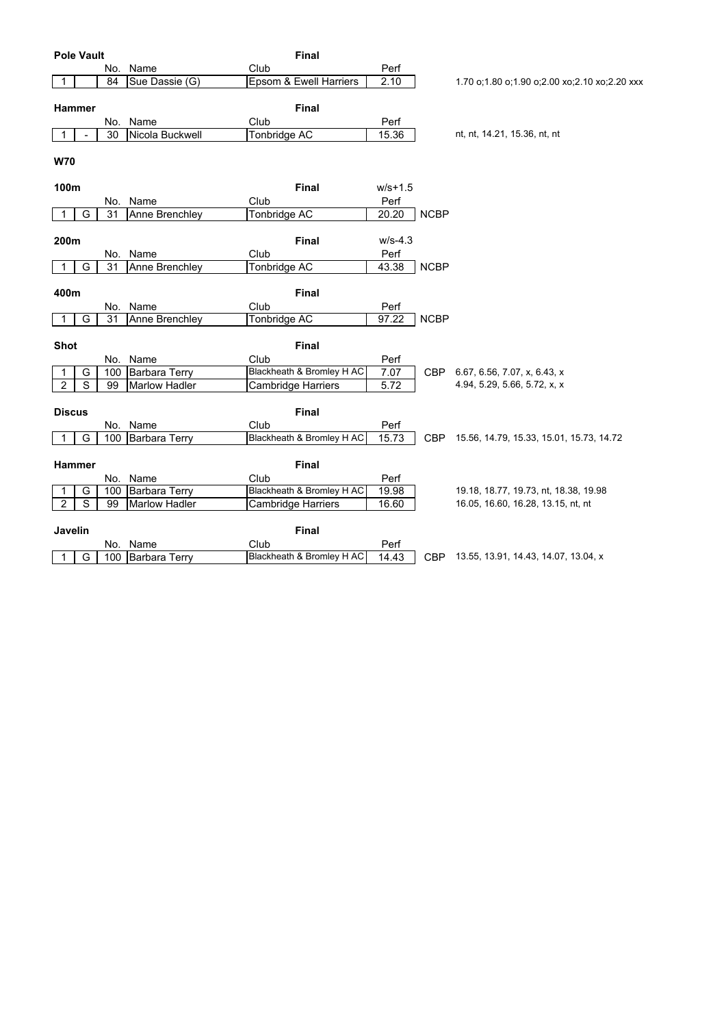**Pole Vault** — **Final**

| | | No. | Name | Club | Perf | | |
|---|---|---|---|---|---|---|---|
| 1 | | 84 | Sue Dassie (G) | Epsom & Ewell Harriers | 2.10 | | 1.70 o;1.80 o;1.90 o;2.00 xo;2.10 xo;2.20 xxx |

**Hammer** — **Final**

| | | No. | Name | Club | Perf | | |
|---|---|---|---|---|---|---|---|
| 1 | - | 30 | Nicola Buckwell | Tonbridge AC | 15.36 | | nt, nt, 14.21, 15.36, nt, nt |

## W70

**100m** — **Final** — w/s+1.5

| | | No. | Name | Club | Perf | |
|---|---|---|---|---|---|---|
| 1 | G | 31 | Anne Brenchley | Tonbridge AC | 20.20 | NCBP |

**200m** — **Final** — w/s-4.3

| | | No. | Name | Club | Perf | |
|---|---|---|---|---|---|---|
| 1 | G | 31 | Anne Brenchley | Tonbridge AC | 43.38 | NCBP |

**400m** — **Final**

| | | No. | Name | Club | Perf | |
|---|---|---|---|---|---|---|
| 1 | G | 31 | Anne Brenchley | Tonbridge AC | 97.22 | NCBP |

**Shot** — **Final**

| | | No. | Name | Club | Perf | | |
|---|---|---|---|---|---|---|---|
| 1 | G | 100 | Barbara Terry | Blackheath & Bromley H AC | 7.07 | CBP | 6.67, 6.56, 7.07, x, 6.43, x |
| 2 | S | 99 | Marlow Hadler | Cambridge Harriers | 5.72 | | 4.94, 5.29, 5.66, 5.72, x, x |

**Discus** — **Final**

| | | No. | Name | Club | Perf | | |
|---|---|---|---|---|---|---|---|
| 1 | G | 100 | Barbara Terry | Blackheath & Bromley H AC | 15.73 | CBP | 15.56, 14.79, 15.33, 15.01, 15.73, 14.72 |

**Hammer** — **Final**

| | | No. | Name | Club | Perf | | |
|---|---|---|---|---|---|---|---|
| 1 | G | 100 | Barbara Terry | Blackheath & Bromley H AC | 19.98 | | 19.18, 18.77, 19.73, nt, 18.38, 19.98 |
| 2 | S | 99 | Marlow Hadler | Cambridge Harriers | 16.60 | | 16.05, 16.60, 16.28, 13.15, nt, nt |

**Javelin** — **Final**

| | | No. | Name | Club | Perf | | |
|---|---|---|---|---|---|---|---|
| 1 | G | 100 | Barbara Terry | Blackheath & Bromley H AC | 14.43 | CBP | 13.55, 13.91, 14.43, 14.07, 13.04, x |